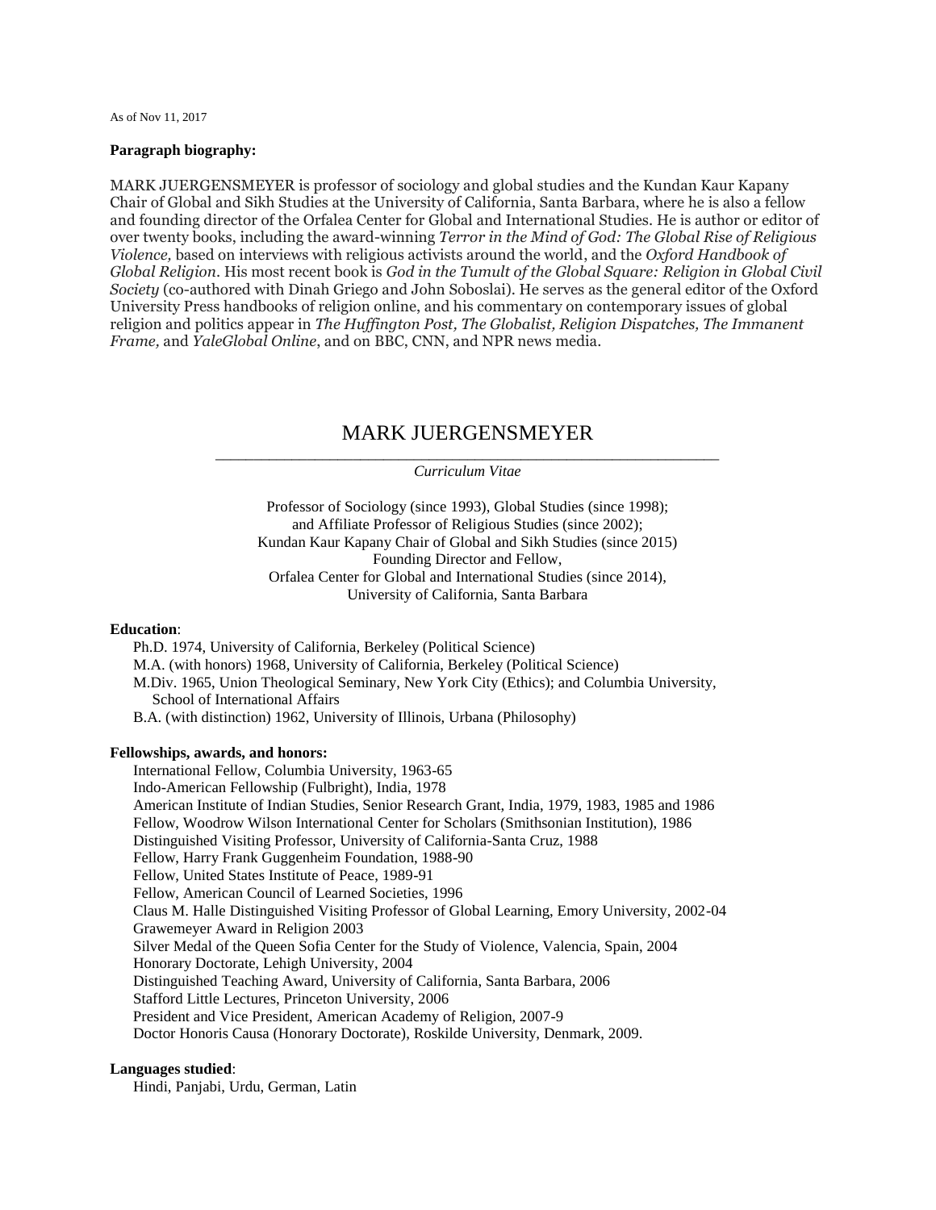As of Nov 11, 2017

**Paragraph biography:**

MARK JUERGENSMEYER is professor of sociology and global studies and the Kundan Kaur Kapany Chair of Global and Sikh Studies at the University of California, Santa Barbara, where he is also a fellow and founding director of the Orfalea Center for Global and International Studies. He is author or editor of over twenty books, including the award-winning *Terror in the Mind of God: The Global Rise of Religious Violence,* based on interviews with religious activists around the world, and the *Oxford Handbook of Global Religion*. His most recent book is *God in the Tumult of the Global Square: Religion in Global Civil Society* (co-authored with Dinah Griego and John Soboslai). He serves as the general editor of the Oxford University Press handbooks of religion online, and his commentary on contemporary issues of global religion and politics appear in *The Huffington Post, The Globalist, Religion Dispatches, The Immanent Frame,* and *YaleGlobal Online*, and on BBC, CNN, and NPR news media.

# MARK JUERGENSMEYER

*Curriculum Vitae*

Professor of Sociology (since 1993), Global Studies (since 1998);
and Affiliate Professor of Religious Studies (since 2002);
Kundan Kaur Kapany Chair of Global and Sikh Studies (since 2015)
Founding Director and Fellow,
Orfalea Center for Global and International Studies (since 2014),
University of California, Santa Barbara

**Education**:

- Ph.D. 1974, University of California, Berkeley (Political Science)
- M.A. (with honors) 1968, University of California, Berkeley (Political Science)
- M.Div. 1965, Union Theological Seminary, New York City (Ethics); and Columbia University, School of International Affairs
- B.A. (with distinction) 1962, University of Illinois, Urbana (Philosophy)

**Fellowships, awards, and honors:**

- International Fellow, Columbia University, 1963-65
- Indo-American Fellowship (Fulbright), India, 1978
- American Institute of Indian Studies, Senior Research Grant, India, 1979, 1983, 1985 and 1986
- Fellow, Woodrow Wilson International Center for Scholars (Smithsonian Institution), 1986
- Distinguished Visiting Professor, University of California-Santa Cruz, 1988
- Fellow, Harry Frank Guggenheim Foundation, 1988-90
- Fellow, United States Institute of Peace, 1989-91
- Fellow, American Council of Learned Societies, 1996
- Claus M. Halle Distinguished Visiting Professor of Global Learning, Emory University, 2002-04
- Grawemeyer Award in Religion 2003
- Silver Medal of the Queen Sofia Center for the Study of Violence, Valencia, Spain, 2004
- Honorary Doctorate, Lehigh University, 2004
- Distinguished Teaching Award, University of California, Santa Barbara, 2006
- Stafford Little Lectures, Princeton University, 2006
- President and Vice President, American Academy of Religion, 2007-9
- Doctor Honoris Causa (Honorary Doctorate), Roskilde University, Denmark, 2009.

**Languages studied**:

Hindi, Panjabi, Urdu, German, Latin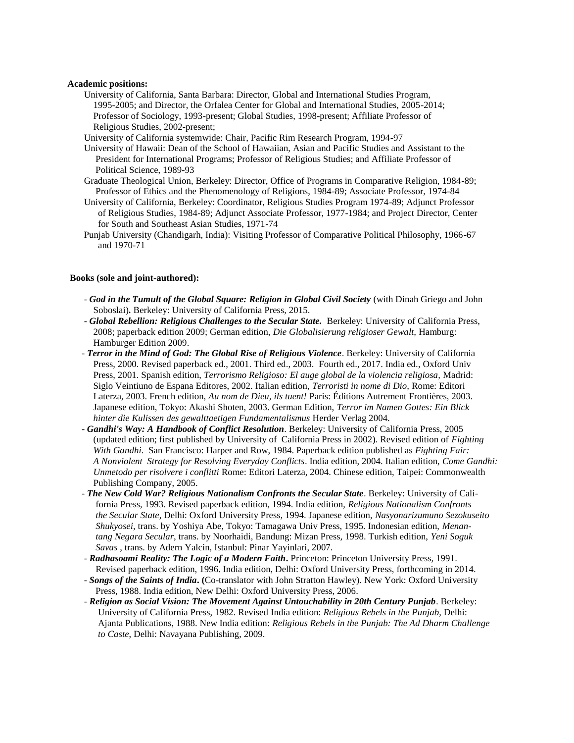**Academic positions:**

University of California, Santa Barbara: Director, Global and International Studies Program, 1995-2005; and Director, the Orfalea Center for Global and International Studies, 2005-2014; Professor of Sociology, 1993-present; Global Studies, 1998-present; Affiliate Professor of Religious Studies, 2002-present;

University of California systemwide: Chair, Pacific Rim Research Program, 1994-97

University of Hawaii: Dean of the School of Hawaiian, Asian and Pacific Studies and Assistant to the President for International Programs; Professor of Religious Studies; and Affiliate Professor of Political Science, 1989-93

Graduate Theological Union, Berkeley: Director, Office of Programs in Comparative Religion, 1984-89; Professor of Ethics and the Phenomenology of Religions, 1984-89; Associate Professor, 1974-84

University of California, Berkeley: Coordinator, Religious Studies Program 1974-89; Adjunct Professor of Religious Studies, 1984-89; Adjunct Associate Professor, 1977-1984; and Project Director, Center for South and Southeast Asian Studies, 1971-74

Punjab University (Chandigarh, India): Visiting Professor of Comparative Political Philosophy, 1966-67 and 1970-71

**Books (sole and joint-authored):**

- ***God in the Tumult of the Global Square: Religion in Global Civil Society*** (with Dinah Griego and John Soboslai)**.** Berkeley: University of California Press, 2015.
- ***Global Rebellion: Religious Challenges to the Secular State.*** Berkeley: University of California Press, 2008; paperback edition 2009; German edition, *Die Globalisierung religioser Gewalt,* Hamburg: Hamburger Edition 2009.
- ***Terror in the Mind of God: The Global Rise of Religious Violence***. Berkeley: University of California Press, 2000. Revised paperback ed., 2001. Third ed., 2003. Fourth ed., 2017. India ed., Oxford Univ Press, 2001. Spanish edition, *Terrorismo Religioso: El auge global de la violencia religiosa,* Madrid: Siglo Veintiuno de Espana Editores, 2002. Italian edition, *Terroristi in nome di Dio,* Rome: Editori Laterza, 2003. French edition, *Au nom de Dieu, ils tuent!* Paris: Éditions Autrement Frontières, 2003. Japanese edition, Tokyo: Akashi Shoten, 2003. German Edition, *Terror im Namen Gottes: Ein Blick hinter die Kulissen des gewalttaetigen Fundamentalismus* Herder Verlag 2004.
- ***Gandhi's Way: A Handbook of Conflict Resolution***. Berkeley: University of California Press, 2005 (updated edition; first published by University of California Press in 2002). Revised edition of *Fighting With Gandhi*. San Francisco: Harper and Row, 1984. Paperback edition published as *Fighting Fair: A Nonviolent Strategy for Resolving Everyday Conflicts*. India edition, 2004. Italian edition, *Come Gandhi: Unmetodo per risolvere i conflitti* Rome: Editori Laterza, 2004. Chinese edition, Taipei: Commonwealth Publishing Company, 2005.
- ***The New Cold War? Religious Nationalism Confronts the Secular State***. Berkeley: University of California Press, 1993. Revised paperback edition, 1994. India edition, *Religious Nationalism Confronts the Secular State*, Delhi: Oxford University Press, 1994. Japanese edition, *Nasyonarizumuno Sezokuseito Shukyosei*, trans. by Yoshiya Abe, Tokyo: Tamagawa Univ Press, 1995. Indonesian edition, *Menantang Negara Secular*, trans. by Noorhaidi, Bandung: Mizan Press, 1998. Turkish edition, *Yeni Soguk Savas* , trans. by Adern Yalcin, Istanbul: Pinar Yayinlari, 2007.
- ***Radhasoami Reality: The Logic of a Modern Faith*.** Princeton: Princeton University Press, 1991. Revised paperback edition, 1996. India edition, Delhi: Oxford University Press, forthcoming in 2014.
- ***Songs of the Saints of India*. (**Co-translator with John Stratton Hawley). New York: Oxford University Press, 1988. India edition, New Delhi: Oxford University Press, 2006.
- ***Religion as Social Vision: The Movement Against Untouchability in 20th Century Punjab***. Berkeley: University of California Press, 1982. Revised India edition: *Religious Rebels in the Punjab*, Delhi: Ajanta Publications, 1988. New India edition: *Religious Rebels in the Punjab: The Ad Dharm Challenge to Caste,* Delhi: Navayana Publishing, 2009.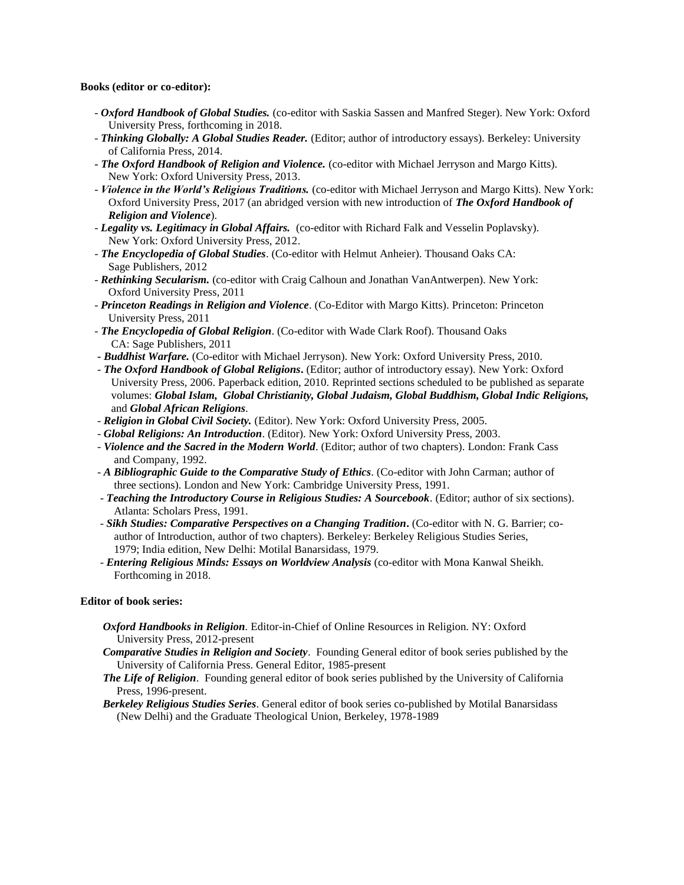**Books (editor or co-editor):**

- ***Oxford Handbook of Global Studies.*** (co-editor with Saskia Sassen and Manfred Steger). New York: Oxford University Press, forthcoming in 2018.
- ***Thinking Globally: A Global Studies Reader.*** (Editor; author of introductory essays). Berkeley: University of California Press, 2014.
- ***The Oxford Handbook of Religion and Violence.*** (co-editor with Michael Jerryson and Margo Kitts). New York: Oxford University Press, 2013.
- ***Violence in the World's Religious Traditions.*** (co-editor with Michael Jerryson and Margo Kitts). New York: Oxford University Press, 2017 (an abridged version with new introduction of ***The Oxford Handbook of Religion and Violence***).
- ***Legality vs. Legitimacy in Global Affairs.*** (co-editor with Richard Falk and Vesselin Poplavsky). New York: Oxford University Press, 2012.
- ***The Encyclopedia of Global Studies***. (Co-editor with Helmut Anheier). Thousand Oaks CA: Sage Publishers, 2012
- ***Rethinking Secularism.*** (co-editor with Craig Calhoun and Jonathan VanAntwerpen). New York: Oxford University Press, 2011
- ***Princeton Readings in Religion and Violence***. (Co-Editor with Margo Kitts). Princeton: Princeton University Press, 2011
- ***The Encyclopedia of Global Religion***. (Co-editor with Wade Clark Roof). Thousand Oaks CA: Sage Publishers, 2011
- ***Buddhist Warfare.*** (Co-editor with Michael Jerryson). New York: Oxford University Press, 2010.
- ***The Oxford Handbook of Global Religions***. (Editor; author of introductory essay). New York: Oxford University Press, 2006. Paperback edition, 2010. Reprinted sections scheduled to be published as separate volumes: ***Global Islam, Global Christianity, Global Judaism, Global Buddhism, Global Indic Religions,*** and ***Global African Religions***.
- ***Religion in Global Civil Society.*** (Editor). New York: Oxford University Press, 2005.
- ***Global Religions: An Introduction***. (Editor). New York: Oxford University Press, 2003.
- ***Violence and the Sacred in the Modern World***. (Editor; author of two chapters). London: Frank Cass and Company, 1992.
- ***A Bibliographic Guide to the Comparative Study of Ethics***. (Co-editor with John Carman; author of three sections). London and New York: Cambridge University Press, 1991.
- ***Teaching the Introductory Course in Religious Studies: A Sourcebook***. (Editor; author of six sections). Atlanta: Scholars Press, 1991.
- ***Sikh Studies: Comparative Perspectives on a Changing Tradition***. (Co-editor with N. G. Barrier; co-author of Introduction, author of two chapters). Berkeley: Berkeley Religious Studies Series, 1979; India edition, New Delhi: Motilal Banarsidass, 1979.
- ***Entering Religious Minds: Essays on Worldview Analysis*** (co-editor with Mona Kanwal Sheikh. Forthcoming in 2018.

**Editor of book series:**

***Oxford Handbooks in Religion***. Editor-in-Chief of Online Resources in Religion. NY: Oxford University Press, 2012-present

***Comparative Studies in Religion and Society***. Founding General editor of book series published by the University of California Press. General Editor, 1985-present

***The Life of Religion***. Founding general editor of book series published by the University of California Press, 1996-present.

***Berkeley Religious Studies Series***. General editor of book series co-published by Motilal Banarsidass (New Delhi) and the Graduate Theological Union, Berkeley, 1978-1989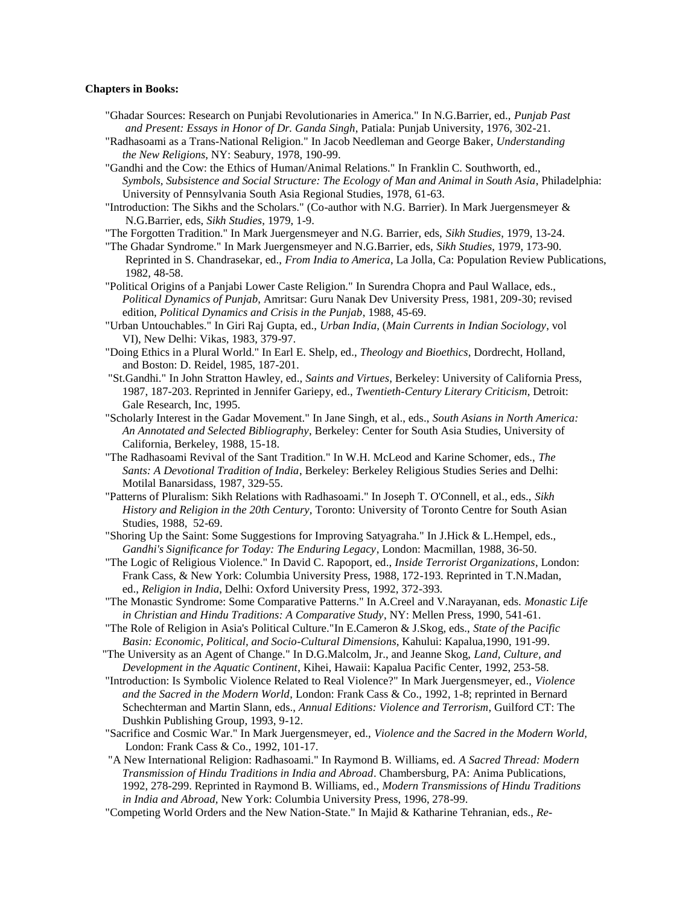**Chapters in Books:**

"Ghadar Sources: Research on Punjabi Revolutionaries in America." In N.G.Barrier, ed., *Punjab Past and Present: Essays in Honor of Dr. Ganda Singh*, Patiala: Punjab University, 1976, 302-21.

"Radhasoami as a Trans-National Religion." In Jacob Needleman and George Baker, *Understanding the New Religions*, NY: Seabury, 1978, 190-99.

"Gandhi and the Cow: the Ethics of Human/Animal Relations." In Franklin C. Southworth, ed., *Symbols, Subsistence and Social Structure: The Ecology of Man and Animal in South Asia*, Philadelphia: University of Pennsylvania South Asia Regional Studies, 1978, 61-63.

"Introduction: The Sikhs and the Scholars." (Co-author with N.G. Barrier). In Mark Juergensmeyer & N.G.Barrier, eds, *Sikh Studies*, 1979, 1-9.

"The Forgotten Tradition." In Mark Juergensmeyer and N.G. Barrier, eds, *Sikh Studies*, 1979, 13-24.

"The Ghadar Syndrome." In Mark Juergensmeyer and N.G.Barrier, eds, *Sikh Studies*, 1979, 173-90. Reprinted in S. Chandrasekar, ed., *From India to America*, La Jolla, Ca: Population Review Publications, 1982, 48-58.

"Political Origins of a Panjabi Lower Caste Religion." In Surendra Chopra and Paul Wallace, eds., *Political Dynamics of Punjab*, Amritsar: Guru Nanak Dev University Press, 1981, 209-30; revised edition, *Political Dynamics and Crisis in the Punjab*, 1988, 45-69.

"Urban Untouchables." In Giri Raj Gupta, ed., *Urban India*, (*Main Currents in Indian Sociology*, vol VI), New Delhi: Vikas, 1983, 379-97.

"Doing Ethics in a Plural World." In Earl E. Shelp, ed., *Theology and Bioethics*, Dordrecht, Holland, and Boston: D. Reidel, 1985, 187-201.

"St.Gandhi." In John Stratton Hawley, ed., *Saints and Virtues*, Berkeley: University of California Press, 1987, 187-203. Reprinted in Jennifer Gariepy, ed., *Twentieth-Century Literary Criticism*, Detroit: Gale Research, Inc, 1995.

"Scholarly Interest in the Gadar Movement." In Jane Singh, et al., eds., *South Asians in North America: An Annotated and Selected Bibliography*, Berkeley: Center for South Asia Studies, University of California, Berkeley, 1988, 15-18.

"The Radhasoami Revival of the Sant Tradition." In W.H. McLeod and Karine Schomer, eds., *The Sants: A Devotional Tradition of India*, Berkeley: Berkeley Religious Studies Series and Delhi: Motilal Banarsidass, 1987, 329-55.

"Patterns of Pluralism: Sikh Relations with Radhasoami." In Joseph T. O'Connell, et al., eds., *Sikh History and Religion in the 20th Century*, Toronto: University of Toronto Centre for South Asian Studies, 1988, 52-69.

"Shoring Up the Saint: Some Suggestions for Improving Satyagraha." In J.Hick & L.Hempel, eds., *Gandhi's Significance for Today: The Enduring Legacy*, London: Macmillan, 1988, 36-50.

"The Logic of Religious Violence." In David C. Rapoport, ed., *Inside Terrorist Organizations*, London: Frank Cass, & New York: Columbia University Press, 1988, 172-193. Reprinted in T.N.Madan, ed., *Religion in India*, Delhi: Oxford University Press, 1992, 372-393.

"The Monastic Syndrome: Some Comparative Patterns." In A.Creel and V.Narayanan, eds. *Monastic Life in Christian and Hindu Traditions: A Comparative Study*, NY: Mellen Press, 1990, 541-61.

"The Role of Religion in Asia's Political Culture."In E.Cameron & J.Skog, eds., *State of the Pacific Basin: Economic, Political, and Socio-Cultural Dimensions*, Kahului: Kapalua,1990, 191-99.

"The University as an Agent of Change." In D.G.Malcolm, Jr., and Jeanne Skog, *Land, Culture, and Development in the Aquatic Continent*, Kihei, Hawaii: Kapalua Pacific Center, 1992, 253-58.

"Introduction: Is Symbolic Violence Related to Real Violence?" In Mark Juergensmeyer, ed., *Violence and the Sacred in the Modern World*, London: Frank Cass & Co., 1992, 1-8; reprinted in Bernard Schechterman and Martin Slann, eds., *Annual Editions: Violence and Terrorism*, Guilford CT: The Dushkin Publishing Group, 1993, 9-12.

"Sacrifice and Cosmic War." In Mark Juergensmeyer, ed., *Violence and the Sacred in the Modern World*, London: Frank Cass & Co., 1992, 101-17.

"A New International Religion: Radhasoami." In Raymond B. Williams, ed. *A Sacred Thread: Modern Transmission of Hindu Traditions in India and Abroad*. Chambersburg, PA: Anima Publications, 1992, 278-299. Reprinted in Raymond B. Williams, ed., *Modern Transmissions of Hindu Traditions in India and Abroad*, New York: Columbia University Press, 1996, 278-99.

"Competing World Orders and the New Nation-State." In Majid & Katharine Tehranian, eds., *Re-*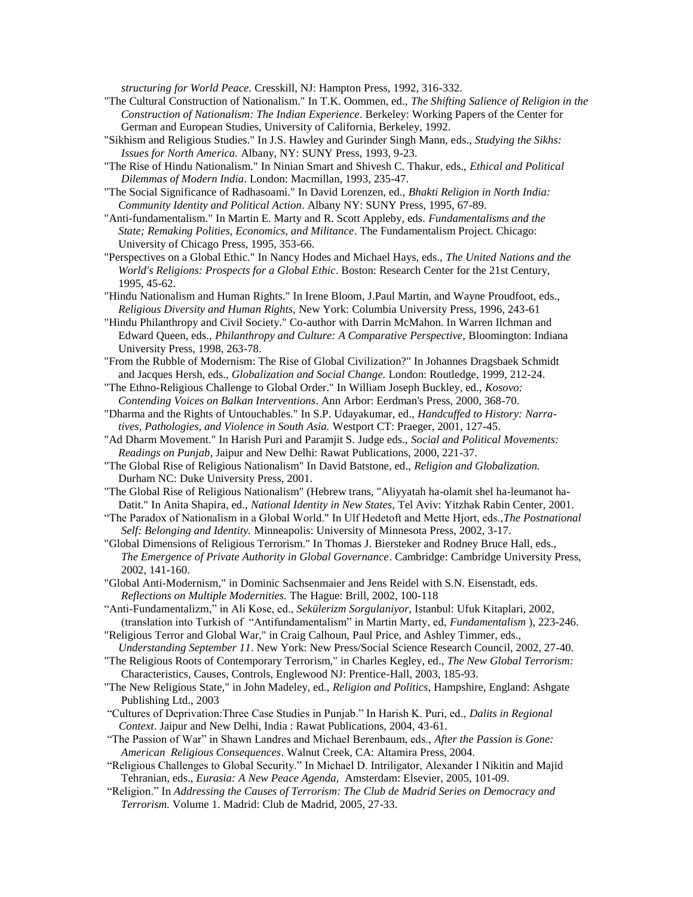*structuring for World Peace.* Cresskill, NJ: Hampton Press, 1992, 316-332.

"The Cultural Construction of Nationalism." In T.K. Oommen, ed., *The Shifting Salience of Religion in the Construction of Nationalism: The Indian Experience*. Berkeley: Working Papers of the Center for German and European Studies, University of California, Berkeley, 1992.

"Sikhism and Religious Studies." In J.S. Hawley and Gurinder Singh Mann, eds., *Studying the Sikhs: Issues for North America.* Albany, NY: SUNY Press, 1993, 9-23.

"The Rise of Hindu Nationalism." In Ninian Smart and Shivesh C. Thakur, eds., *Ethical and Political Dilemmas of Modern India*. London: Macmillan, 1993, 235-47.

"The Social Significance of Radhasoami." In David Lorenzen, ed., *Bhakti Religion in North India: Community Identity and Political Action*. Albany NY: SUNY Press, 1995, 67-89.

"Anti-fundamentalism." In Martin E. Marty and R. Scott Appleby, eds. *Fundamentalisms and the State; Remaking Polities, Economics, and Militance*. The Fundamentalism Project. Chicago: University of Chicago Press, 1995, 353-66.

"Perspectives on a Global Ethic." In Nancy Hodes and Michael Hays, eds., *The United Nations and the World's Religions: Prospects for a Global Ethic*. Boston: Research Center for the 21st Century, 1995, 45-62.

"Hindu Nationalism and Human Rights." In Irene Bloom, J.Paul Martin, and Wayne Proudfoot, eds., *Religious Diversity and Human Rights,* New York: Columbia University Press, 1996, 243-61

"Hindu Philanthropy and Civil Society." Co-author with Darrin McMahon. In Warren Ilchman and Edward Queen, eds., *Philanthropy and Culture: A Comparative Perspective,* Bloomington: Indiana University Press, 1998, 263-78.

"From the Rubble of Modernism: The Rise of Global Civilization?" In Johannes Dragsbaek Schmidt and Jacques Hersh, eds., *Globalization and Social Change.* London: Routledge, 1999, 212-24.

"The Ethno-Religious Challenge to Global Order." In William Joseph Buckley, ed., *Kosovo: Contending Voices on Balkan Interventions*. Ann Arbor: Eerdman's Press, 2000, 368-70.

"Dharma and the Rights of Untouchables." In S.P. Udayakumar, ed., *Handcuffed to History: Narratives, Pathologies, and Violence in South Asia.* Westport CT: Praeger, 2001, 127-45.

"Ad Dharm Movement." In Harish Puri and Paramjit S. Judge eds., *Social and Political Movements: Readings on Punjab,* Jaipur and New Delhi: Rawat Publications, 2000, 221-37.

"The Global Rise of Religious Nationalism" In David Batstone, ed., *Religion and Globalization.* Durham NC: Duke University Press, 2001.

"The Global Rise of Religious Nationalism" (Hebrew trans, "Aliyyatah ha-olamit shel ha-leumanot ha-Datit." In Anita Shapira, ed., *National Identity in New States,* Tel Aviv: Yitzhak Rabin Center, 2001.

"The Paradox of Nationalism in a Global World." In Ulf Hedetoft and Mette Hjort, eds.,*The Postnational Self: Belonging and Identity.* Minneapolis: University of Minnesota Press, 2002, 3-17.

"Global Dimensions of Religious Terrorism." In Thomas J. Biersteker and Rodney Bruce Hall, eds., *The Emergence of Private Authority in Global Governance*. Cambridge: Cambridge University Press, 2002, 141-160.

"Global Anti-Modernism," in Dominic Sachsenmaier and Jens Reidel with S.N. Eisenstadt, eds. *Reflections on Multiple Modernities.* The Hague: Brill, 2002, 100-118

"Anti-Fundamentalizm," in Ali Kose, ed., *Sekülerizm Sorgulaniyor,* Istanbul: Ufuk Kitaplari, 2002, (translation into Turkish of "Antifundamentalism" in Martin Marty, ed, *Fundamentalism* ), 223-246.

"Religious Terror and Global War," in Craig Calhoun, Paul Price, and Ashley Timmer, eds., *Understanding September 11*. New York: New Press/Social Science Research Council, 2002, 27-40.

"The Religious Roots of Contemporary Terrorism," in Charles Kegley, ed., *The New Global Terrorism:* Characteristics, Causes, Controls, Englewood NJ: Prentice-Hall, 2003, 185-93.

"The New Religious State," in John Madeley, ed., *Religion and Politics*, Hampshire, England: Ashgate Publishing Ltd., 2003

"Cultures of Deprivation:Three Case Studies in Punjab." In Harish K. Puri, ed., *Dalits in Regional Context*. Jaipur and New Delhi, India : Rawat Publications, 2004, 43-61.

"The Passion of War" in Shawn Landres and Michael Berenbaum, eds., *After the Passion is Gone: American Religious Consequences*. Walnut Creek, CA: Altamira Press, 2004.

"Religious Challenges to Global Security." In Michael D. Intriligator, Alexander I Nikitin and Majid Tehranian, eds., *Eurasia: A New Peace Agenda,* Amsterdam: Elsevier, 2005, 101-09.

"Religion." In *Addressing the Causes of Terrorism: The Club de Madrid Series on Democracy and Terrorism.* Volume 1. Madrid: Club de Madrid, 2005, 27-33.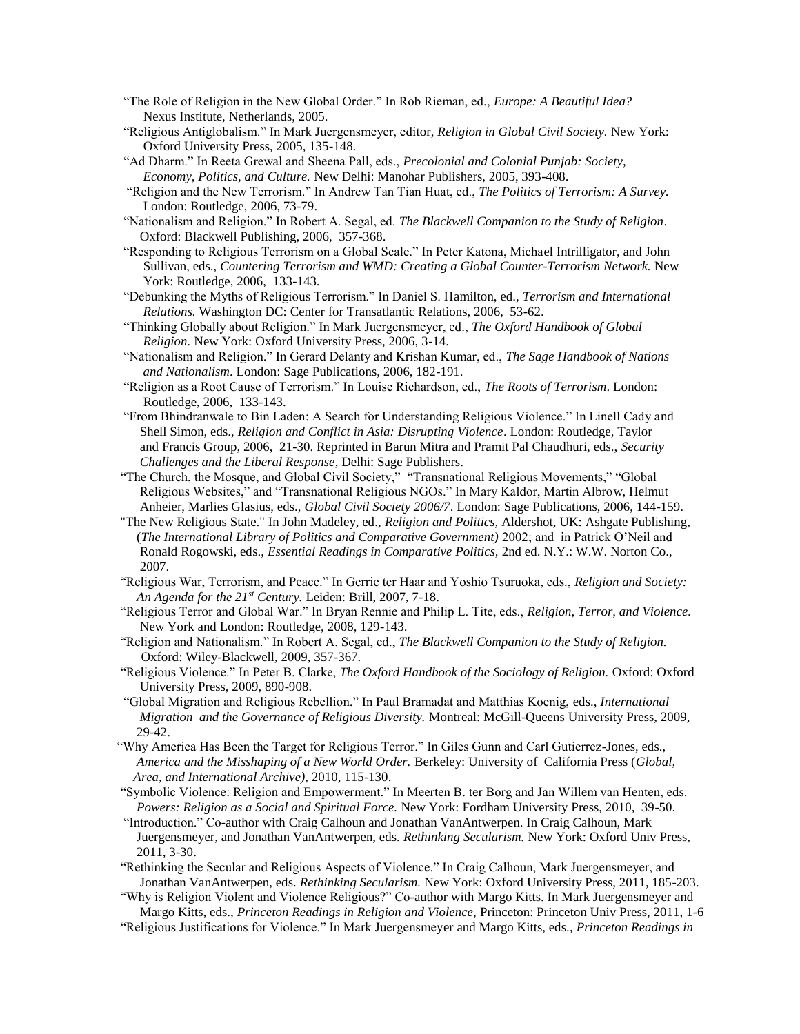"The Role of Religion in the New Global Order." In Rob Rieman, ed., *Europe: A Beautiful Idea?* Nexus Institute, Netherlands, 2005.

"Religious Antiglobalism." In Mark Juergensmeyer, editor, *Religion in Global Civil Society.* New York: Oxford University Press, 2005, 135-148.

"Ad Dharm." In Reeta Grewal and Sheena Pall, eds., *Precolonial and Colonial Punjab: Society, Economy, Politics, and Culture.* New Delhi: Manohar Publishers, 2005, 393-408.

"Religion and the New Terrorism." In Andrew Tan Tian Huat, ed., *The Politics of Terrorism: A Survey.* London: Routledge, 2006, 73-79.

"Nationalism and Religion." In Robert A. Segal, ed. *The Blackwell Companion to the Study of Religion*. Oxford: Blackwell Publishing, 2006, 357-368.

"Responding to Religious Terrorism on a Global Scale." In Peter Katona, Michael Intrilligator, and John Sullivan, eds., *Countering Terrorism and WMD: Creating a Global Counter-Terrorism Network.* New York: Routledge, 2006, 133-143.

"Debunking the Myths of Religious Terrorism." In Daniel S. Hamilton, ed., *Terrorism and International Relations.* Washington DC: Center for Transatlantic Relations, 2006, 53-62.

"Thinking Globally about Religion." In Mark Juergensmeyer, ed., *The Oxford Handbook of Global Religion*. New York: Oxford University Press, 2006, 3-14.

"Nationalism and Religion." In Gerard Delanty and Krishan Kumar, ed., *The Sage Handbook of Nations and Nationalism*. London: Sage Publications, 2006, 182-191.

"Religion as a Root Cause of Terrorism." In Louise Richardson, ed., *The Roots of Terrorism*. London: Routledge, 2006, 133-143.

"From Bhindranwale to Bin Laden: A Search for Understanding Religious Violence." In Linell Cady and Shell Simon, eds., *Religion and Conflict in Asia: Disrupting Violence*. London: Routledge, Taylor and Francis Group, 2006, 21-30. Reprinted in Barun Mitra and Pramit Pal Chaudhuri, eds., *Security Challenges and the Liberal Response*, Delhi: Sage Publishers.

"The Church, the Mosque, and Global Civil Society," "Transnational Religious Movements," "Global Religious Websites," and "Transnational Religious NGOs." In Mary Kaldor, Martin Albrow, Helmut Anheier, Marlies Glasius, eds., *Global Civil Society 2006/7*. London: Sage Publications, 2006, 144-159.

"The New Religious State." In John Madeley, ed., *Religion and Politics,* Aldershot, UK: Ashgate Publishing, (*The International Library of Politics and Comparative Government)* 2002; and in Patrick O'Neil and Ronald Rogowski, eds., *Essential Readings in Comparative Politics,* 2nd ed. N.Y.: W.W. Norton Co., 2007.

"Religious War, Terrorism, and Peace." In Gerrie ter Haar and Yoshio Tsuruoka, eds., *Religion and Society: An Agenda for the 21st Century.* Leiden: Brill, 2007, 7-18.

"Religious Terror and Global War." In Bryan Rennie and Philip L. Tite, eds., *Religion, Terror, and Violence.* New York and London: Routledge, 2008, 129-143.

"Religion and Nationalism." In Robert A. Segal, ed., *The Blackwell Companion to the Study of Religion.* Oxford: Wiley-Blackwell, 2009, 357-367.

"Religious Violence." In Peter B. Clarke, *The Oxford Handbook of the Sociology of Religion.* Oxford: Oxford University Press, 2009, 890-908.

"Global Migration and Religious Rebellion." In Paul Bramadat and Matthias Koenig, eds., *International Migration and the Governance of Religious Diversity.* Montreal: McGill-Queens University Press, 2009, 29-42.

"Why America Has Been the Target for Religious Terror." In Giles Gunn and Carl Gutierrez-Jones, eds., *America and the Misshaping of a New World Order.* Berkeley: University of California Press (*Global, Area, and International Archive)*, 2010, 115-130.

"Symbolic Violence: Religion and Empowerment." In Meerten B. ter Borg and Jan Willem van Henten, eds. *Powers: Religion as a Social and Spiritual Force.* New York: Fordham University Press, 2010, 39-50.

"Introduction." Co-author with Craig Calhoun and Jonathan VanAntwerpen. In Craig Calhoun, Mark Juergensmeyer, and Jonathan VanAntwerpen, eds. *Rethinking Secularism.* New York: Oxford Univ Press, 2011, 3-30.

"Rethinking the Secular and Religious Aspects of Violence." In Craig Calhoun, Mark Juergensmeyer, and Jonathan VanAntwerpen, eds. *Rethinking Secularism.* New York: Oxford University Press, 2011, 185-203.

"Why is Religion Violent and Violence Religious?" Co-author with Margo Kitts. In Mark Juergensmeyer and Margo Kitts, eds., *Princeton Readings in Religion and Violence*, Princeton: Princeton Univ Press, 2011, 1-6

"Religious Justifications for Violence." In Mark Juergensmeyer and Margo Kitts, eds., *Princeton Readings in*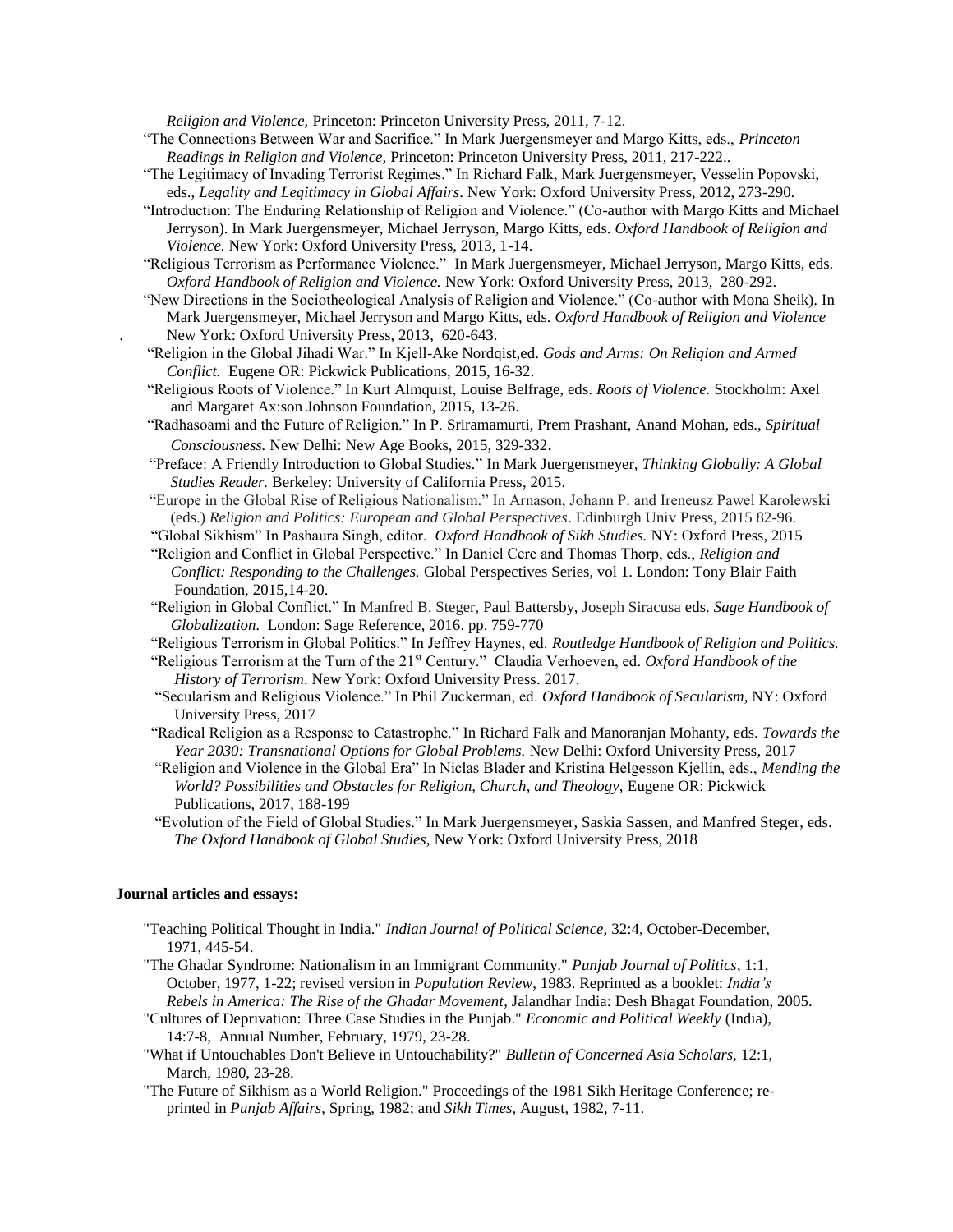*Religion and Violence,* Princeton: Princeton University Press, 2011, 7-12.

"The Connections Between War and Sacrifice." In Mark Juergensmeyer and Margo Kitts, eds., *Princeton Readings in Religion and Violence,* Princeton: Princeton University Press, 2011, 217-222..

"The Legitimacy of Invading Terrorist Regimes." In Richard Falk, Mark Juergensmeyer, Vesselin Popovski, eds., *Legality and Legitimacy in Global Affairs*. New York: Oxford University Press, 2012, 273-290.

"Introduction: The Enduring Relationship of Religion and Violence." (Co-author with Margo Kitts and Michael Jerryson). In Mark Juergensmeyer, Michael Jerryson, Margo Kitts, eds. *Oxford Handbook of Religion and Violence.* New York: Oxford University Press, 2013, 1-14.

"Religious Terrorism as Performance Violence." In Mark Juergensmeyer, Michael Jerryson, Margo Kitts, eds. *Oxford Handbook of Religion and Violence.* New York: Oxford University Press, 2013, 280-292.

"New Directions in the Sociotheological Analysis of Religion and Violence." (Co-author with Mona Sheik). In Mark Juergensmeyer, Michael Jerryson and Margo Kitts, eds. *Oxford Handbook of Religion and Violence* . New York: Oxford University Press, 2013, 620-643.

"Religion in the Global Jihadi War." In Kjell-Ake Nordqist,ed. *Gods and Arms: On Religion and Armed Conflict.* Eugene OR: Pickwick Publications, 2015, 16-32.

"Religious Roots of Violence." In Kurt Almquist, Louise Belfrage, eds. *Roots of Violence.* Stockholm: Axel and Margaret Ax:son Johnson Foundation, 2015, 13-26.

"Radhasoami and the Future of Religion." In P. Sriramamurti, Prem Prashant, Anand Mohan, eds., *Spiritual Consciousness.* New Delhi: New Age Books, 2015, 329-332.

"Preface: A Friendly Introduction to Global Studies." In Mark Juergensmeyer, *Thinking Globally: A Global Studies Reader.* Berkeley: University of California Press, 2015.

"Europe in the Global Rise of Religious Nationalism." In Arnason, Johann P. and Ireneusz Pawel Karolewski (eds.) *Religion and Politics: European and Global Perspectives*. Edinburgh Univ Press, 2015 82-96.

"Global Sikhism" In Pashaura Singh, editor. *Oxford Handbook of Sikh Studies.* NY: Oxford Press, 2015

"Religion and Conflict in Global Perspective." In Daniel Cere and Thomas Thorp, eds., *Religion and Conflict: Responding to the Challenges.* Global Perspectives Series, vol 1. London: Tony Blair Faith Foundation, 2015,14-20.

"Religion in Global Conflict." In Manfred B. Steger, Paul Battersby, Joseph Siracusa eds. *Sage Handbook of Globalization.* London: Sage Reference, 2016. pp. 759-770

"Religious Terrorism in Global Politics." In Jeffrey Haynes, ed. *Routledge Handbook of Religion and Politics.*

"Religious Terrorism at the Turn of the 21st Century." Claudia Verhoeven, ed. *Oxford Handbook of the History of Terrorism*. New York: Oxford University Press. 2017.

"Secularism and Religious Violence." In Phil Zuckerman, ed. *Oxford Handbook of Secularism,* NY: Oxford University Press, 2017

"Radical Religion as a Response to Catastrophe." In Richard Falk and Manoranjan Mohanty, eds. *Towards the Year 2030: Transnational Options for Global Problems.* New Delhi: Oxford University Press, 2017

"Religion and Violence in the Global Era" In Niclas Blader and Kristina Helgesson Kjellin, eds., *Mending the World? Possibilities and Obstacles for Religion, Church, and Theology,* Eugene OR: Pickwick Publications, 2017, 188-199

"Evolution of the Field of Global Studies." In Mark Juergensmeyer, Saskia Sassen, and Manfred Steger, eds. *The Oxford Handbook of Global Studies,* New York: Oxford University Press, 2018

**Journal articles and essays:**

"Teaching Political Thought in India." *Indian Journal of Political Science,* 32:4, October-December, 1971, 445-54.

"The Ghadar Syndrome: Nationalism in an Immigrant Community." *Punjab Journal of Politics*, 1:1, October, 1977, 1-22; revised version in *Population Review*, 1983. Reprinted as a booklet: *India's Rebels in America: The Rise of the Ghadar Movement*, Jalandhar India: Desh Bhagat Foundation, 2005.

"Cultures of Deprivation: Three Case Studies in the Punjab." *Economic and Political Weekly* (India), 14:7-8, Annual Number, February, 1979, 23-28.

"What if Untouchables Don't Believe in Untouchability?" *Bulletin of Concerned Asia Scholars,* 12:1, March, 1980, 23-28.

"The Future of Sikhism as a World Religion." Proceedings of the 1981 Sikh Heritage Conference; re-printed in *Punjab Affairs*, Spring, 1982; and *Sikh Times*, August, 1982, 7-11.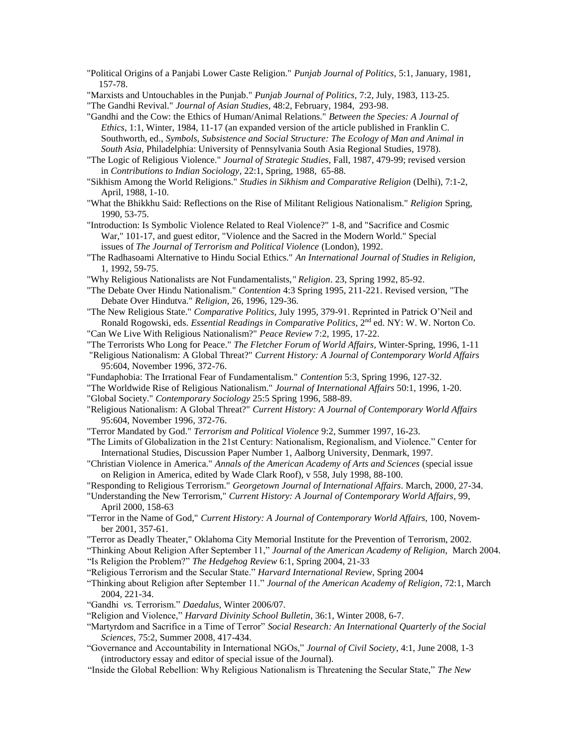"Political Origins of a Panjabi Lower Caste Religion." *Punjab Journal of Politics*, 5:1, January, 1981, 157-78.

"Marxists and Untouchables in the Punjab." *Punjab Journal of Politics,* 7:2, July, 1983, 113-25.

"The Gandhi Revival." *Journal of Asian Studies*, 48:2, February, 1984, 293-98.

"Gandhi and the Cow: the Ethics of Human/Animal Relations." *Between the Species: A Journal of Ethics*, 1:1, Winter, 1984, 11-17 (an expanded version of the article published in Franklin C. Southworth, ed., *Symbols, Subsistence and Social Structure: The Ecology of Man and Animal in South Asia,* Philadelphia: University of Pennsylvania South Asia Regional Studies, 1978).

"The Logic of Religious Violence." *Journal of Strategic Studies*, Fall, 1987, 479-99; revised version in *Contributions to Indian Sociology*, 22:1, Spring, 1988, 65-88.

"Sikhism Among the World Religions." *Studies in Sikhism and Comparative Religion* (Delhi), 7:1-2, April, 1988, 1-10.

"What the Bhikkhu Said: Reflections on the Rise of Militant Religious Nationalism." *Religion* Spring, 1990, 53-75.

"Introduction: Is Symbolic Violence Related to Real Violence?" 1-8, and "Sacrifice and Cosmic War," 101-17, and guest editor, "Violence and the Sacred in the Modern World." Special issues of *The Journal of Terrorism and Political Violence* (London), 1992.

"The Radhasoami Alternative to Hindu Social Ethics." *An International Journal of Studies in Religion,* 1, 1992, 59-75.

"Why Religious Nationalists are Not Fundamentalists,*"* *Religion*. 23, Spring 1992, 85-92.

"The Debate Over Hindu Nationalism." *Contention* 4:3 Spring 1995, 211-221. Revised version, "The Debate Over Hindutva." *Religion,* 26, 1996, 129-36.

"The New Religious State." *Comparative Politics,* July 1995, 379-91. Reprinted in Patrick O'Neil and Ronald Rogowski, eds. *Essential Readings in Comparative Politics*, 2nd ed. NY: W. W. Norton Co.

"Can We Live With Religious Nationalism?" *Peace Review* 7:2, 1995, 17-22.

"The Terrorists Who Long for Peace." *The Fletcher Forum of World Affairs*, Winter-Spring, 1996, 1-11

"Religious Nationalism: A Global Threat?" *Current History: A Journal of Contemporary World Affairs* 95:604, November 1996, 372-76.

"Fundaphobia: The Irrational Fear of Fundamentalism." *Contention* 5:3, Spring 1996, 127-32.

"The Worldwide Rise of Religious Nationalism." *Journal of International Affairs* 50:1, 1996, 1-20.

"Global Society." *Contemporary Sociology* 25:5 Spring 1996, 588-89.

"Religious Nationalism: A Global Threat?" *Current History: A Journal of Contemporary World Affairs* 95:604, November 1996, 372-76.

"Terror Mandated by God." *Terrorism and Political Violence* 9:2, Summer 1997, 16-23.

"The Limits of Globalization in the 21st Century: Nationalism, Regionalism, and Violence." Center for International Studies, Discussion Paper Number 1, Aalborg University, Denmark, 1997.

"Christian Violence in America." *Annals of the American Academy of Arts and Sciences* (special issue on Religion in America, edited by Wade Clark Roof), v 558, July 1998, 88-100.

"Responding to Religious Terrorism." *Georgetown Journal of International Affairs*. March, 2000, 27-34.

"Understanding the New Terrorism," *Current History: A Journal of Contemporary World Affairs*, 99, April 2000, 158-63

"Terror in the Name of God," *Current History: A Journal of Contemporary World Affairs,* 100, November 2001, 357-61.

"Terror as Deadly Theater," Oklahoma City Memorial Institute for the Prevention of Terrorism, 2002.

"Thinking About Religion After September 11," *Journal of the American Academy of Religion,* March 2004.

"Is Religion the Problem?" *The Hedgehog Review* 6:1, Spring 2004, 21-33

"Religious Terrorism and the Secular State." *Harvard International Review*, Spring 2004

"Thinking about Religion after September 11." *Journal of the American Academy of Religion*, 72:1, March 2004, 221-34.

"Gandhi *vs.* Terrorism." *Daedalus,* Winter 2006/07.

"Religion and Violence," *Harvard Divinity School Bulletin*, 36:1, Winter 2008, 6-7.

"Martyrdom and Sacrifice in a Time of Terror" *Social Research: An International Quarterly of the Social Sciences*, 75:2, Summer 2008, 417-434.

"Governance and Accountability in International NGOs," *Journal of Civil Society*, 4:1, June 2008, 1-3 (introductory essay and editor of special issue of the Journal).

"Inside the Global Rebellion: Why Religious Nationalism is Threatening the Secular State," *The New*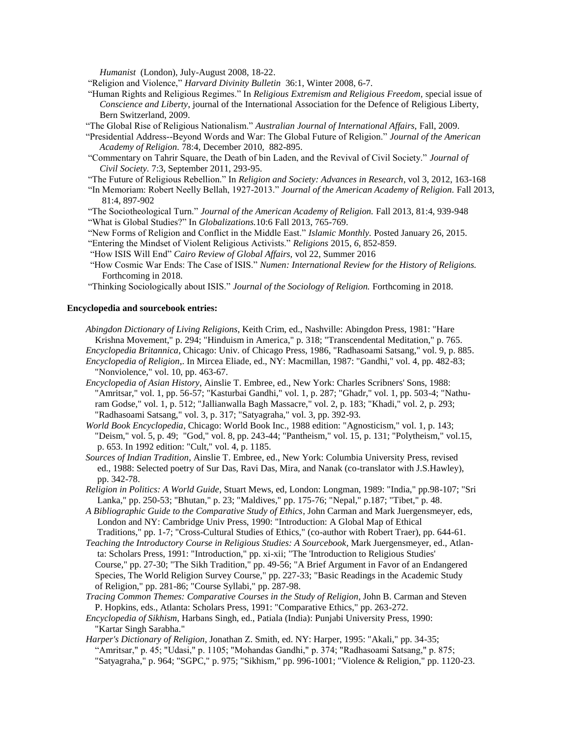*Humanist* (London), July-August 2008, 18-22.

"Religion and Violence," *Harvard Divinity Bulletin* 36:1, Winter 2008, 6-7.

"Human Rights and Religious Regimes." In *Religious Extremism and Religious Freedom,* special issue of *Conscience and Liberty*, journal of the International Association for the Defence of Religious Liberty, Bern Switzerland, 2009.

"The Global Rise of Religious Nationalism." *Australian Journal of International Affairs,* Fall, 2009.

"Presidential Address--Beyond Words and War: The Global Future of Religion." *Journal of the American Academy of Religion.* 78:4, December 2010, 882-895.

"Commentary on Tahrir Square, the Death of bin Laden, and the Revival of Civil Society." *Journal of Civil Society.* 7:3, September 2011, 293-95.

"The Future of Religious Rebellion." In *Religion and Society: Advances in Research*, vol 3, 2012, 163-168

"In Memoriam: Robert Neelly Bellah, 1927-2013." *Journal of the American Academy of Religion.* Fall 2013, 81:4, 897-902

"The Sociotheological Turn." *Journal of the American Academy of Religion.* Fall 2013, 81:4, 939-948

"What is Global Studies?" In *Globalizations.*10:6 Fall 2013, 765-769.

"New Forms of Religion and Conflict in the Middle East." *Islamic Monthly.* Posted January 26, 2015.

"Entering the Mindset of Violent Religious Activists." *Religions* 2015, *6*, 852-859.

"How ISIS Will End" *Cairo Review of Global Affairs,* vol 22, Summer 2016

"How Cosmic War Ends: The Case of ISIS." *Numen: International Review for the History of Religions.* Forthcoming in 2018.

"Thinking Sociologically about ISIS." *Journal of the Sociology of Religion.* Forthcoming in 2018.

**Encyclopedia and sourcebook entries:**

*Abingdon Dictionary of Living Religions*, Keith Crim, ed., Nashville: Abingdon Press, 1981: "Hare Krishna Movement," p. 294; "Hinduism in America," p. 318; "Transcendental Meditation," p. 765.

*Encyclopedia Britannica*, Chicago: Univ. of Chicago Press, 1986, "Radhasoami Satsang," vol. 9, p. 885.

*Encyclopedia of Religion*,. In Mircea Eliade, ed., NY: Macmillan, 1987: "Gandhi," vol. 4, pp. 482-83; "Nonviolence," vol. 10, pp. 463-67.

*Encyclopedia of Asian History*, Ainslie T. Embree, ed., New York: Charles Scribners' Sons, 1988: "Amritsar," vol. 1, pp. 56-57; "Kasturbai Gandhi," vol. 1, p. 287; "Ghadr," vol. 1, pp. 503-4; "Nathuram Godse," vol. 1, p. 512; "Jallianwalla Bagh Massacre," vol. 2, p. 183; "Khadi," vol. 2, p. 293; "Radhasoami Satsang," vol. 3, p. 317; "Satyagraha," vol. 3, pp. 392-93.

*World Book Encyclopedia*, Chicago: World Book Inc., 1988 edition: "Agnosticism," vol. 1, p. 143; "Deism," vol. 5, p. 49; "God," vol. 8, pp. 243-44; "Pantheism," vol. 15, p. 131; "Polytheism," vol.15, p. 653. In 1992 edition: "Cult," vol. 4, p. 1185.

*Sources of Indian Tradition*, Ainslie T. Embree, ed., New York: Columbia University Press, revised ed., 1988: Selected poetry of Sur Das, Ravi Das, Mira, and Nanak (co-translator with J.S.Hawley), pp. 342-78.

*Religion in Politics: A World Guide*, Stuart Mews, ed, London: Longman, 1989: "India," pp.98-107; "Sri Lanka," pp. 250-53; "Bhutan," p. 23; "Maldives," pp. 175-76; "Nepal," p.187; "Tibet," p. 48.

*A Bibliographic Guide to the Comparative Study of Ethics*, John Carman and Mark Juergensmeyer, eds, London and NY: Cambridge Univ Press, 1990: "Introduction: A Global Map of Ethical Traditions," pp. 1-7; "Cross-Cultural Studies of Ethics," (co-author with Robert Traer), pp. 644-61.

*Teaching the Introductory Course in Religious Studies: A Sourcebook*, Mark Juergensmeyer, ed., Atlanta: Scholars Press, 1991: "Introduction," pp. xi-xii; "The 'Introduction to Religious Studies' Course," pp. 27-30; "The Sikh Tradition," pp. 49-56; "A Brief Argument in Favor of an Endangered Species, The World Religion Survey Course," pp. 227-33; "Basic Readings in the Academic Study of Religion," pp. 281-86; "Course Syllabi," pp. 287-98.

*Tracing Common Themes: Comparative Courses in the Study of Religion*, John B. Carman and Steven P. Hopkins, eds., Atlanta: Scholars Press, 1991: "Comparative Ethics," pp. 263-272.

*Encyclopedia of Sikhism*, Harbans Singh, ed., Patiala (India): Punjabi University Press, 1990: "Kartar Singh Sarabha."

*Harper's Dictionary of Religion*, Jonathan Z. Smith, ed. NY: Harper, 1995: "Akali," pp. 34-35; "Amritsar," p. 45; "Udasi," p. 1105; "Mohandas Gandhi," p. 374; "Radhasoami Satsang," p. 875; "Satyagraha," p. 964; "SGPC," p. 975; "Sikhism," pp. 996-1001; "Violence & Religion," pp. 1120-23.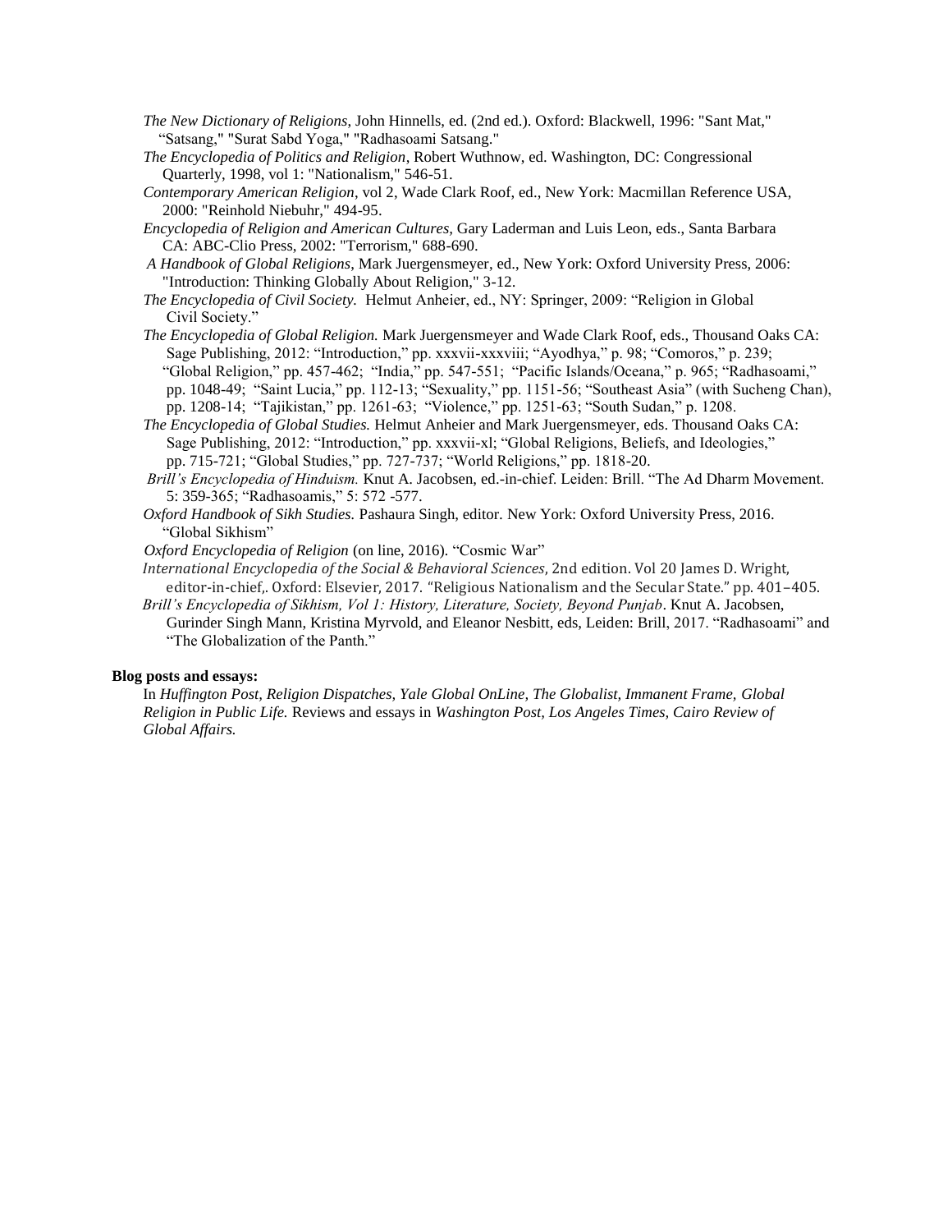*The New Dictionary of Religions*, John Hinnells, ed. (2nd ed.). Oxford: Blackwell, 1996: "Sant Mat," "Satsang," "Surat Sabd Yoga," "Radhasoami Satsang."

*The Encyclopedia of Politics and Religion*, Robert Wuthnow, ed. Washington, DC: Congressional Quarterly, 1998, vol 1: "Nationalism," 546-51.

*Contemporary American Religion*, vol 2, Wade Clark Roof, ed., New York: Macmillan Reference USA, 2000: "Reinhold Niebuhr," 494-95.

*Encyclopedia of Religion and American Cultures,* Gary Laderman and Luis Leon, eds., Santa Barbara CA: ABC-Clio Press, 2002: "Terrorism," 688-690.

*A Handbook of Global Religions*, Mark Juergensmeyer, ed., New York: Oxford University Press, 2006: "Introduction: Thinking Globally About Religion," 3-12.

*The Encyclopedia of Civil Society.* Helmut Anheier, ed., NY: Springer, 2009: "Religion in Global Civil Society."

*The Encyclopedia of Global Religion.* Mark Juergensmeyer and Wade Clark Roof, eds., Thousand Oaks CA: Sage Publishing, 2012: "Introduction," pp. xxxvii-xxxviii; "Ayodhya," p. 98; "Comoros," p. 239; "Global Religion," pp. 457-462; "India," pp. 547-551; "Pacific Islands/Oceana," p. 965; "Radhasoami," pp. 1048-49; "Saint Lucia," pp. 112-13; "Sexuality," pp. 1151-56; "Southeast Asia" (with Sucheng Chan), pp. 1208-14; "Tajikistan," pp. 1261-63; "Violence," pp. 1251-63; "South Sudan," p. 1208.

*The Encyclopedia of Global Studies.* Helmut Anheier and Mark Juergensmeyer, eds. Thousand Oaks CA: Sage Publishing, 2012: "Introduction," pp. xxxvii-xl; "Global Religions, Beliefs, and Ideologies," pp. 715-721; "Global Studies," pp. 727-737; "World Religions," pp. 1818-20.

*Brill's Encyclopedia of Hinduism.* Knut A. Jacobsen, ed.-in-chief. Leiden: Brill. "The Ad Dharm Movement. 5: 359-365; "Radhasoamis," 5: 572 -577.

*Oxford Handbook of Sikh Studies.* Pashaura Singh, editor. New York: Oxford University Press, 2016. "Global Sikhism"

*Oxford Encyclopedia of Religion* (on line, 2016). "Cosmic War"

*International Encyclopedia of the Social & Behavioral Sciences,* 2nd edition. Vol 20 James D. Wright, editor-in-chief,. Oxford: Elsevier, 2017. "Religious Nationalism and the Secular State." pp. 401–405.

*Brill's Encyclopedia of Sikhism, Vol 1: History, Literature, Society, Beyond Punjab*. Knut A. Jacobsen, Gurinder Singh Mann, Kristina Myrvold, and Eleanor Nesbitt, eds, Leiden: Brill, 2017. "Radhasoami" and "The Globalization of the Panth."

**Blog posts and essays:**

In *Huffington Post, Religion Dispatches, Yale Global OnLine, The Globalist, Immanent Frame, Global Religion in Public Life.* Reviews and essays in *Washington Post, Los Angeles Times, Cairo Review of Global Affairs.*